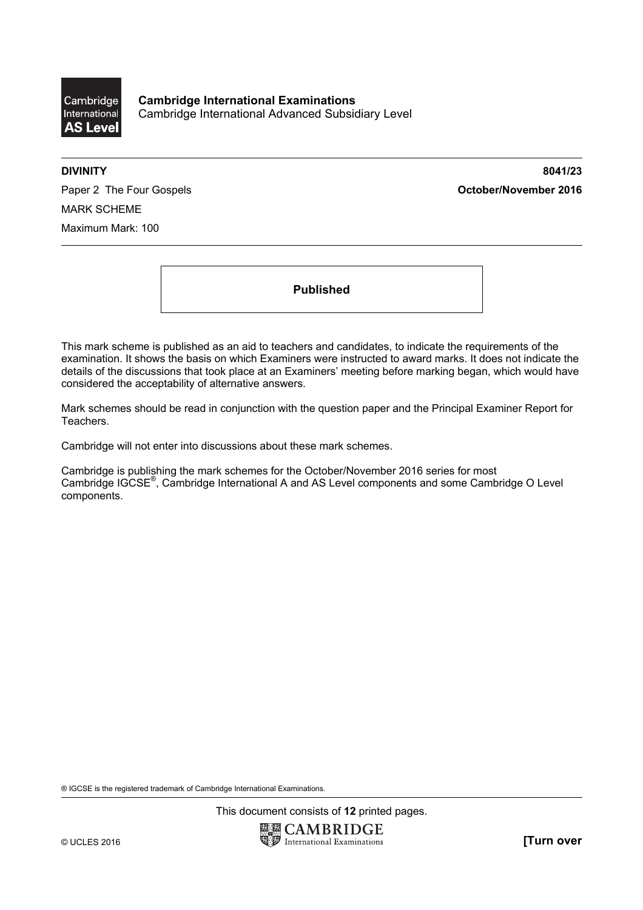**Cambridge International Examinations**
Cambridge International Advanced Subsidiary Level

**DIVINITY** **8041/23**

Paper 2 The Four Gospels **October/November 2016**

MARK SCHEME

Maximum Mark: 100

**Published**

This mark scheme is published as an aid to teachers and candidates, to indicate the requirements of the examination. It shows the basis on which Examiners were instructed to award marks. It does not indicate the details of the discussions that took place at an Examiners' meeting before marking began, which would have considered the acceptability of alternative answers.

Mark schemes should be read in conjunction with the question paper and the Principal Examiner Report for Teachers.

Cambridge will not enter into discussions about these mark schemes.

Cambridge is publishing the mark schemes for the October/November 2016 series for most Cambridge IGCSE®, Cambridge International A and AS Level components and some Cambridge O Level components.

® IGCSE is the registered trademark of Cambridge International Examinations.

This document consists of **12** printed pages.

© UCLES 2016 **[Turn over**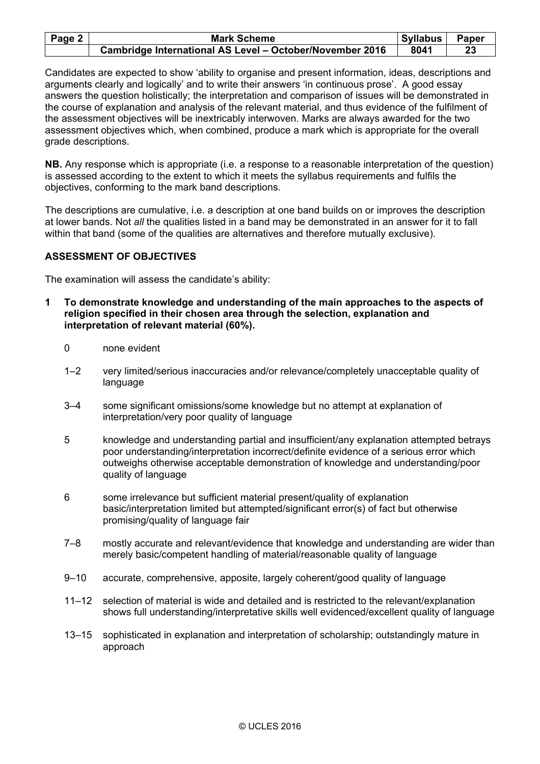Candidates are expected to show 'ability to organise and present information, ideas, descriptions and arguments clearly and logically' and to write their answers 'in continuous prose'. A good essay answers the question holistically; the interpretation and comparison of issues will be demonstrated in the course of explanation and analysis of the relevant material, and thus evidence of the fulfilment of the assessment objectives will be inextricably interwoven. Marks are always awarded for the two assessment objectives which, when combined, produce a mark which is appropriate for the overall grade descriptions.

**NB.** Any response which is appropriate (i.e. a response to a reasonable interpretation of the question) is assessed according to the extent to which it meets the syllabus requirements and fulfils the objectives, conforming to the mark band descriptions.

The descriptions are cumulative, i.e. a description at one band builds on or improves the description at lower bands. Not *all* the qualities listed in a band may be demonstrated in an answer for it to fall within that band (some of the qualities are alternatives and therefore mutually exclusive).

**ASSESSMENT OF OBJECTIVES**

The examination will assess the candidate's ability:

**1 To demonstrate knowledge and understanding of the main approaches to the aspects of religion specified in their chosen area through the selection, explanation and interpretation of relevant material (60%).**

- 0 none evident
- 1–2 very limited/serious inaccuracies and/or relevance/completely unacceptable quality of language
- 3–4 some significant omissions/some knowledge but no attempt at explanation of interpretation/very poor quality of language
- 5 knowledge and understanding partial and insufficient/any explanation attempted betrays poor understanding/interpretation incorrect/definite evidence of a serious error which outweighs otherwise acceptable demonstration of knowledge and understanding/poor quality of language
- 6 some irrelevance but sufficient material present/quality of explanation basic/interpretation limited but attempted/significant error(s) of fact but otherwise promising/quality of language fair
- 7–8 mostly accurate and relevant/evidence that knowledge and understanding are wider than merely basic/competent handling of material/reasonable quality of language
- 9–10 accurate, comprehensive, apposite, largely coherent/good quality of language
- 11–12 selection of material is wide and detailed and is restricted to the relevant/explanation shows full understanding/interpretative skills well evidenced/excellent quality of language
- 13–15 sophisticated in explanation and interpretation of scholarship; outstandingly mature in approach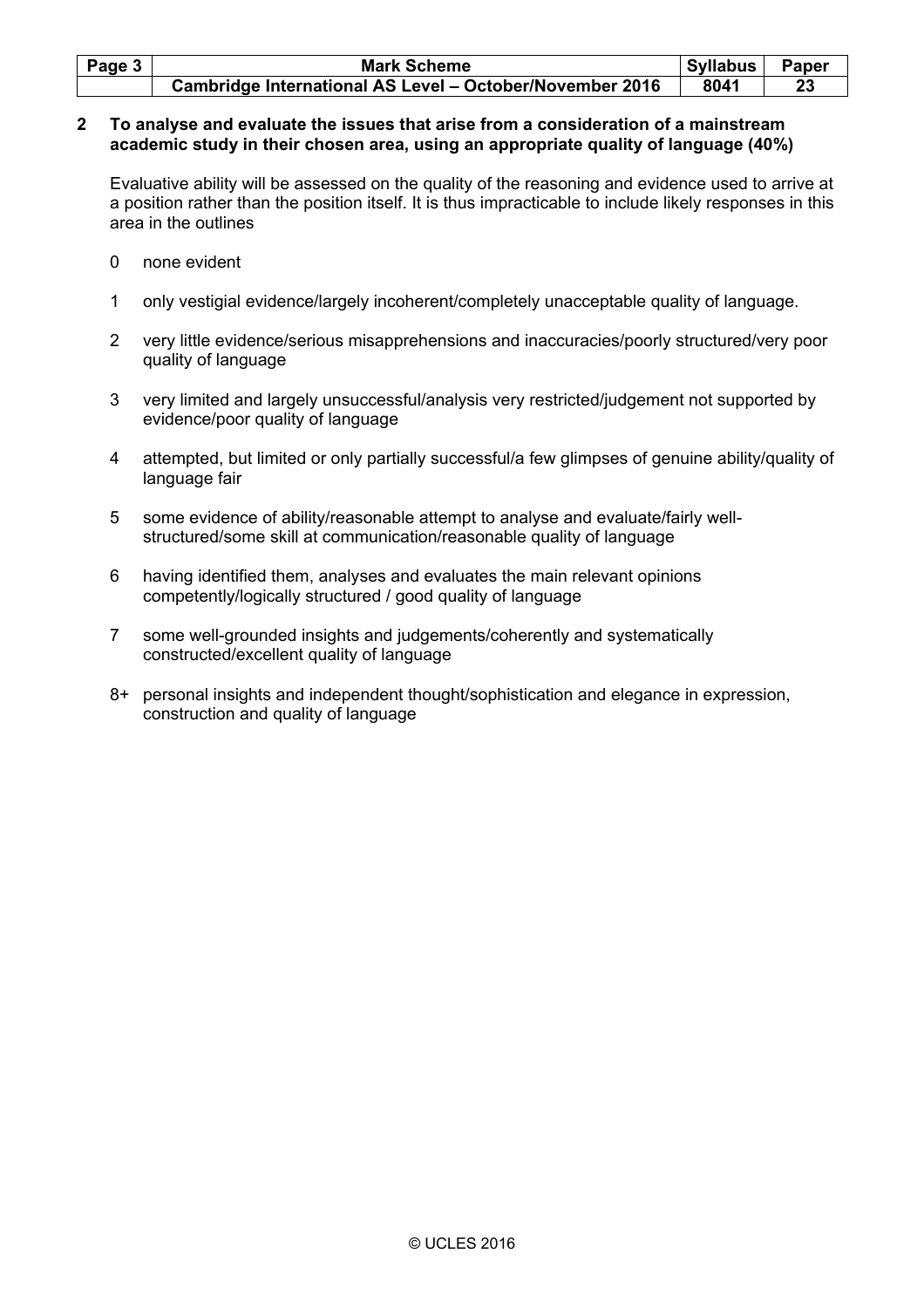**2 To analyse and evaluate the issues that arise from a consideration of a mainstream academic study in their chosen area, using an appropriate quality of language (40%)**

Evaluative ability will be assessed on the quality of the reasoning and evidence used to arrive at a position rather than the position itself. It is thus impracticable to include likely responses in this area in the outlines

- 0 none evident
- 1 only vestigial evidence/largely incoherent/completely unacceptable quality of language.
- 2 very little evidence/serious misapprehensions and inaccuracies/poorly structured/very poor quality of language
- 3 very limited and largely unsuccessful/analysis very restricted/judgement not supported by evidence/poor quality of language
- 4 attempted, but limited or only partially successful/a few glimpses of genuine ability/quality of language fair
- 5 some evidence of ability/reasonable attempt to analyse and evaluate/fairly well-structured/some skill at communication/reasonable quality of language
- 6 having identified them, analyses and evaluates the main relevant opinions competently/logically structured / good quality of language
- 7 some well-grounded insights and judgements/coherently and systematically constructed/excellent quality of language
- 8+ personal insights and independent thought/sophistication and elegance in expression, construction and quality of language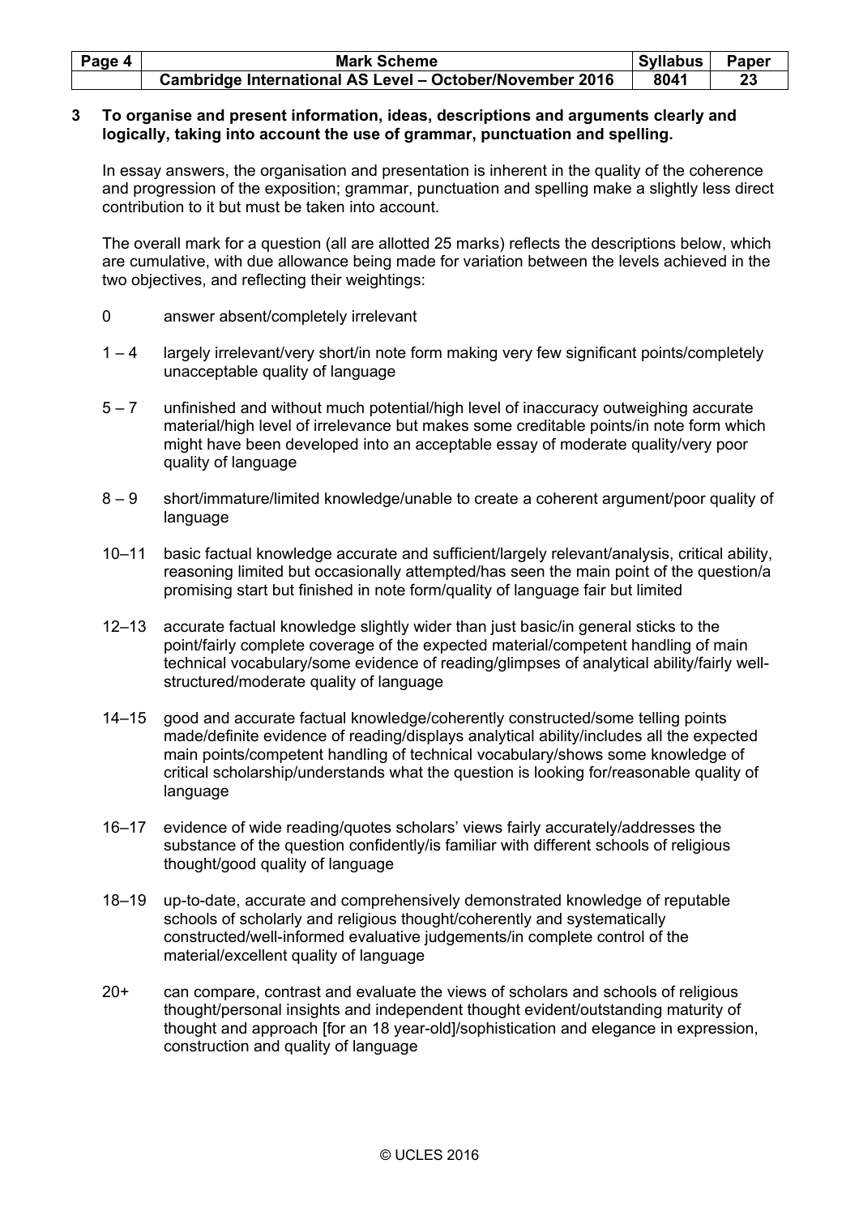**3 To organise and present information, ideas, descriptions and arguments clearly and logically, taking into account the use of grammar, punctuation and spelling.**

In essay answers, the organisation and presentation is inherent in the quality of the coherence and progression of the exposition; grammar, punctuation and spelling make a slightly less direct contribution to it but must be taken into account.

The overall mark for a question (all are allotted 25 marks) reflects the descriptions below, which are cumulative, with due allowance being made for variation between the levels achieved in the two objectives, and reflecting their weightings:

- **0** answer absent/completely irrelevant
- **1 – 4** largely irrelevant/very short/in note form making very few significant points/completely unacceptable quality of language
- **5 – 7** unfinished and without much potential/high level of inaccuracy outweighing accurate material/high level of irrelevance but makes some creditable points/in note form which might have been developed into an acceptable essay of moderate quality/very poor quality of language
- **8 – 9** short/immature/limited knowledge/unable to create a coherent argument/poor quality of language
- **10–11** basic factual knowledge accurate and sufficient/largely relevant/analysis, critical ability, reasoning limited but occasionally attempted/has seen the main point of the question/a promising start but finished in note form/quality of language fair but limited
- **12–13** accurate factual knowledge slightly wider than just basic/in general sticks to the point/fairly complete coverage of the expected material/competent handling of main technical vocabulary/some evidence of reading/glimpses of analytical ability/fairly well-structured/moderate quality of language
- **14–15** good and accurate factual knowledge/coherently constructed/some telling points made/definite evidence of reading/displays analytical ability/includes all the expected main points/competent handling of technical vocabulary/shows some knowledge of critical scholarship/understands what the question is looking for/reasonable quality of language
- **16–17** evidence of wide reading/quotes scholars' views fairly accurately/addresses the substance of the question confidently/is familiar with different schools of religious thought/good quality of language
- **18–19** up-to-date, accurate and comprehensively demonstrated knowledge of reputable schools of scholarly and religious thought/coherently and systematically constructed/well-informed evaluative judgements/in complete control of the material/excellent quality of language
- **20+** can compare, contrast and evaluate the views of scholars and schools of religious thought/personal insights and independent thought evident/outstanding maturity of thought and approach [for an 18 year-old]/sophistication and elegance in expression, construction and quality of language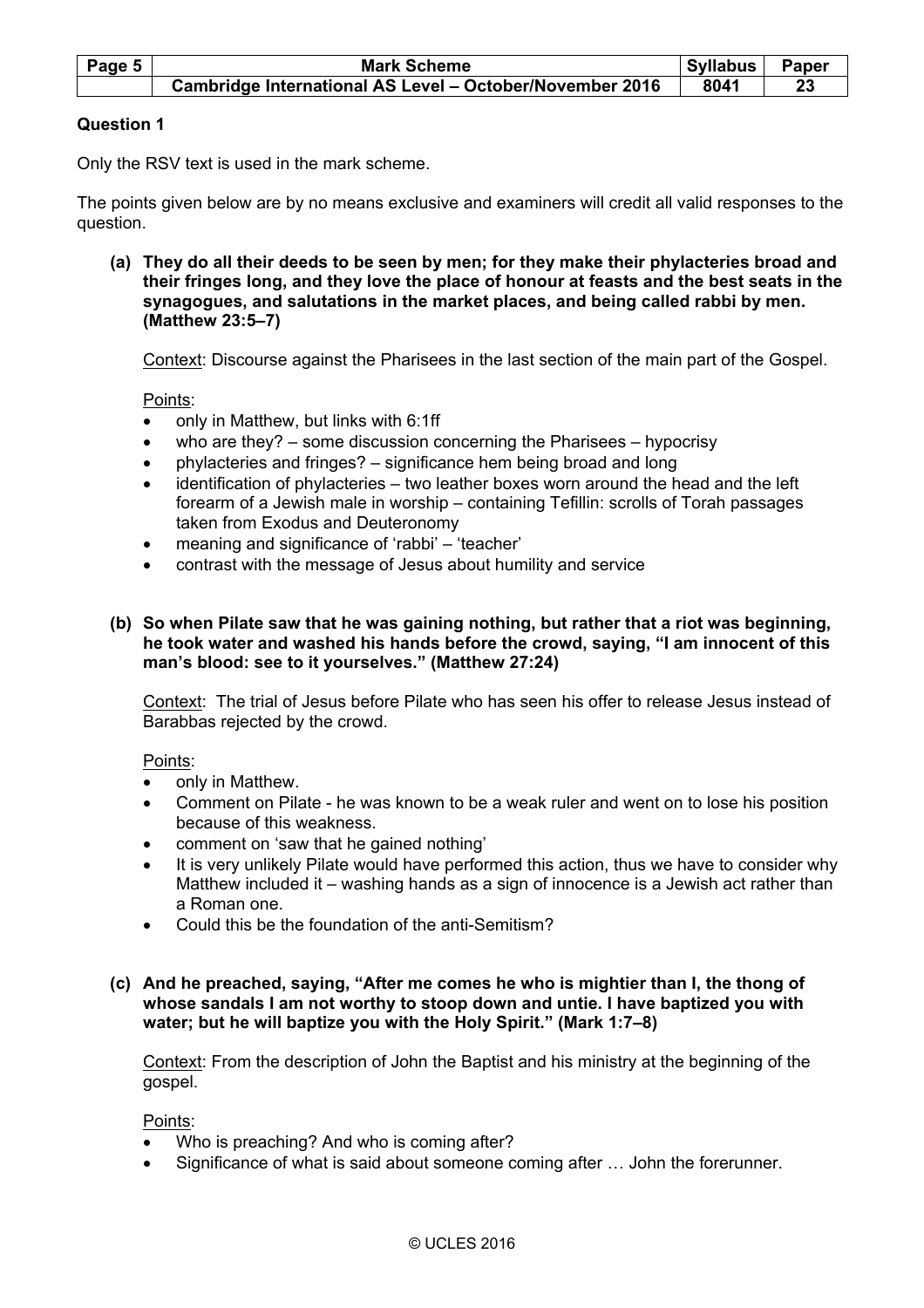## Question 1

Only the RSV text is used in the mark scheme.

The points given below are by no means exclusive and examiners will credit all valid responses to the question.

**(a) They do all their deeds to be seen by men; for they make their phylacteries broad and their fringes long, and they love the place of honour at feasts and the best seats in the synagogues, and salutations in the market places, and being called rabbi by men. (Matthew 23:5–7)**

Context: Discourse against the Pharisees in the last section of the main part of the Gospel.

Points:

- only in Matthew, but links with 6:1ff
- who are they? – some discussion concerning the Pharisees – hypocrisy
- phylacteries and fringes? – significance hem being broad and long
- identification of phylacteries – two leather boxes worn around the head and the left forearm of a Jewish male in worship – containing Tefillin: scrolls of Torah passages taken from Exodus and Deuteronomy
- meaning and significance of 'rabbi' – 'teacher'
- contrast with the message of Jesus about humility and service

**(b) So when Pilate saw that he was gaining nothing, but rather that a riot was beginning, he took water and washed his hands before the crowd, saying, "I am innocent of this man's blood: see to it yourselves." (Matthew 27:24)**

Context: The trial of Jesus before Pilate who has seen his offer to release Jesus instead of Barabbas rejected by the crowd.

Points:

- only in Matthew.
- Comment on Pilate - he was known to be a weak ruler and went on to lose his position because of this weakness.
- comment on 'saw that he gained nothing'
- It is very unlikely Pilate would have performed this action, thus we have to consider why Matthew included it – washing hands as a sign of innocence is a Jewish act rather than a Roman one.
- Could this be the foundation of the anti-Semitism?

**(c) And he preached, saying, "After me comes he who is mightier than I, the thong of whose sandals I am not worthy to stoop down and untie. I have baptized you with water; but he will baptize you with the Holy Spirit." (Mark 1:7–8)**

Context: From the description of John the Baptist and his ministry at the beginning of the gospel.

Points:

- Who is preaching? And who is coming after?
- Significance of what is said about someone coming after … John the forerunner.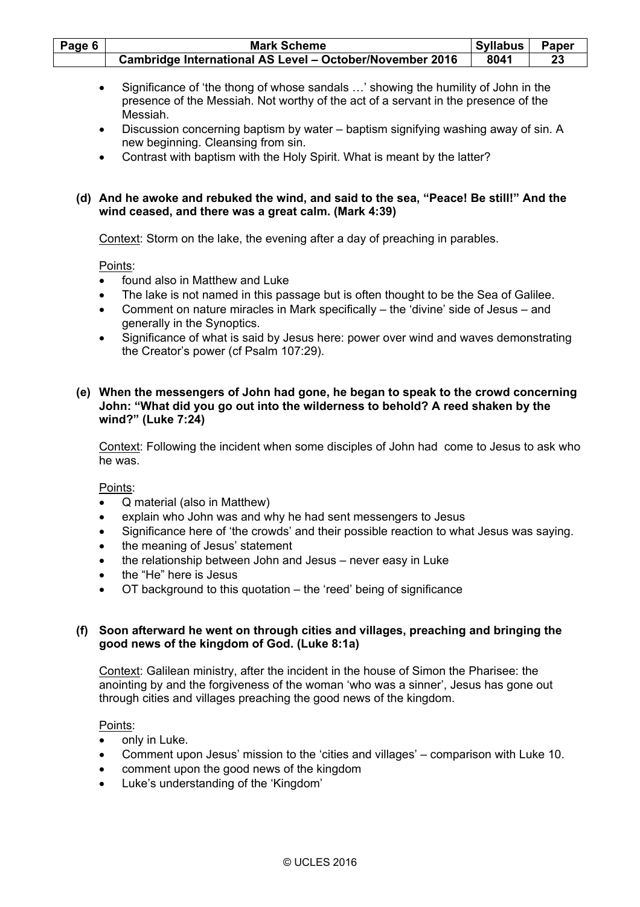- Significance of 'the thong of whose sandals …' showing the humility of John in the presence of the Messiah. Not worthy of the act of a servant in the presence of the Messiah.
- Discussion concerning baptism by water – baptism signifying washing away of sin. A new beginning. Cleansing from sin.
- Contrast with baptism with the Holy Spirit. What is meant by the latter?

**(d) And he awoke and rebuked the wind, and said to the sea, "Peace! Be still!" And the wind ceased, and there was a great calm. (Mark 4:39)**

Context: Storm on the lake, the evening after a day of preaching in parables.

Points:

- found also in Matthew and Luke
- The lake is not named in this passage but is often thought to be the Sea of Galilee.
- Comment on nature miracles in Mark specifically – the 'divine' side of Jesus – and generally in the Synoptics.
- Significance of what is said by Jesus here: power over wind and waves demonstrating the Creator's power (cf Psalm 107:29).

**(e) When the messengers of John had gone, he began to speak to the crowd concerning John: "What did you go out into the wilderness to behold? A reed shaken by the wind?" (Luke 7:24)**

Context: Following the incident when some disciples of John had come to Jesus to ask who he was.

Points:

- Q material (also in Matthew)
- explain who John was and why he had sent messengers to Jesus
- Significance here of 'the crowds' and their possible reaction to what Jesus was saying.
- the meaning of Jesus' statement
- the relationship between John and Jesus – never easy in Luke
- the "He" here is Jesus
- OT background to this quotation – the 'reed' being of significance

**(f) Soon afterward he went on through cities and villages, preaching and bringing the good news of the kingdom of God. (Luke 8:1a)**

Context: Galilean ministry, after the incident in the house of Simon the Pharisee: the anointing by and the forgiveness of the woman 'who was a sinner', Jesus has gone out through cities and villages preaching the good news of the kingdom.

Points:

- only in Luke.
- Comment upon Jesus' mission to the 'cities and villages' – comparison with Luke 10.
- comment upon the good news of the kingdom
- Luke's understanding of the 'Kingdom'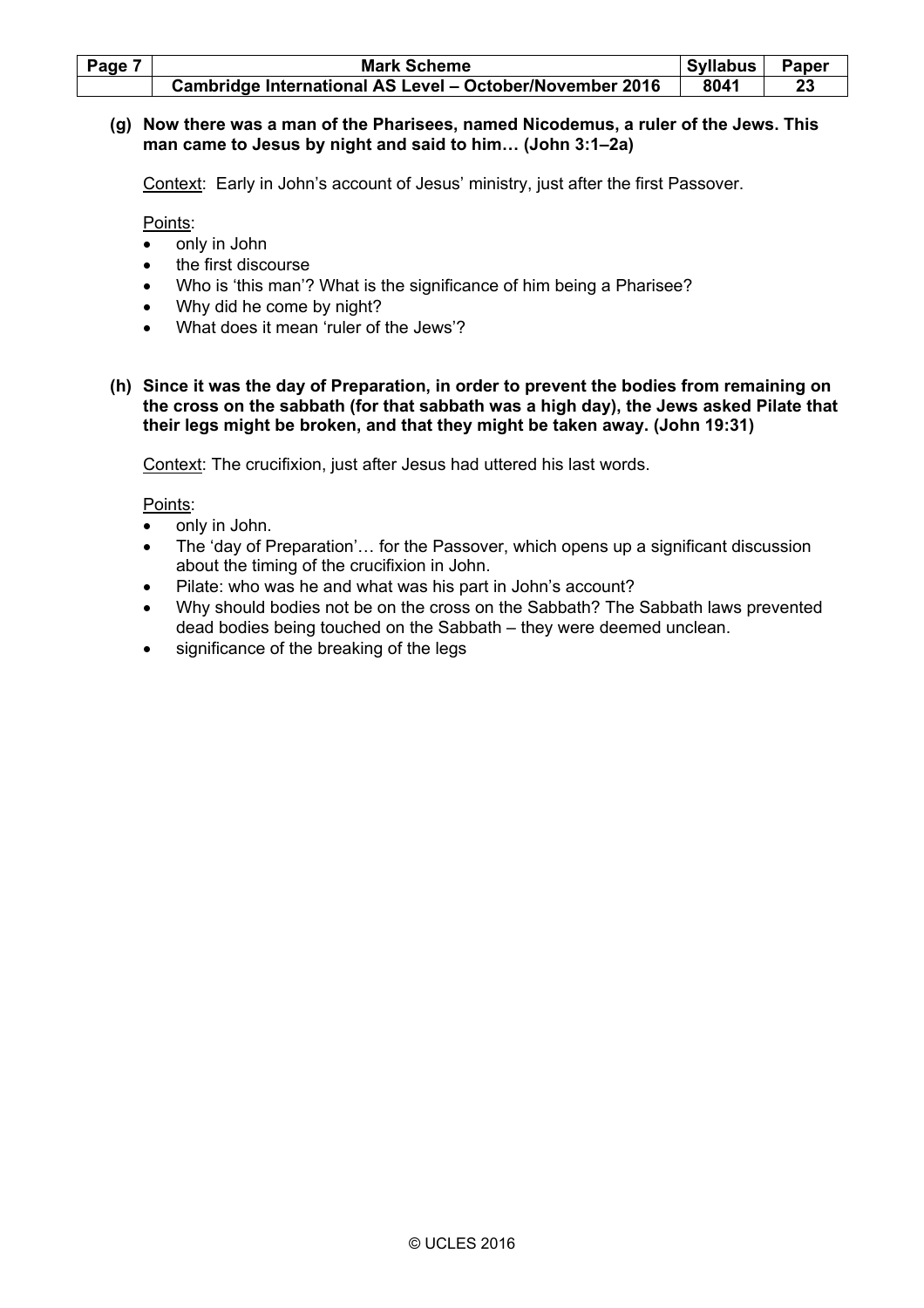**(g) Now there was a man of the Pharisees, named Nicodemus, a ruler of the Jews. This man came to Jesus by night and said to him… (John 3:1–2a)**

Context: Early in John's account of Jesus' ministry, just after the first Passover.

Points:

- only in John
- the first discourse
- Who is 'this man'? What is the significance of him being a Pharisee?
- Why did he come by night?
- What does it mean 'ruler of the Jews'?

**(h) Since it was the day of Preparation, in order to prevent the bodies from remaining on the cross on the sabbath (for that sabbath was a high day), the Jews asked Pilate that their legs might be broken, and that they might be taken away. (John 19:31)**

Context: The crucifixion, just after Jesus had uttered his last words.

Points:

- only in John.
- The 'day of Preparation'… for the Passover, which opens up a significant discussion about the timing of the crucifixion in John.
- Pilate: who was he and what was his part in John's account?
- Why should bodies not be on the cross on the Sabbath? The Sabbath laws prevented dead bodies being touched on the Sabbath – they were deemed unclean.
- significance of the breaking of the legs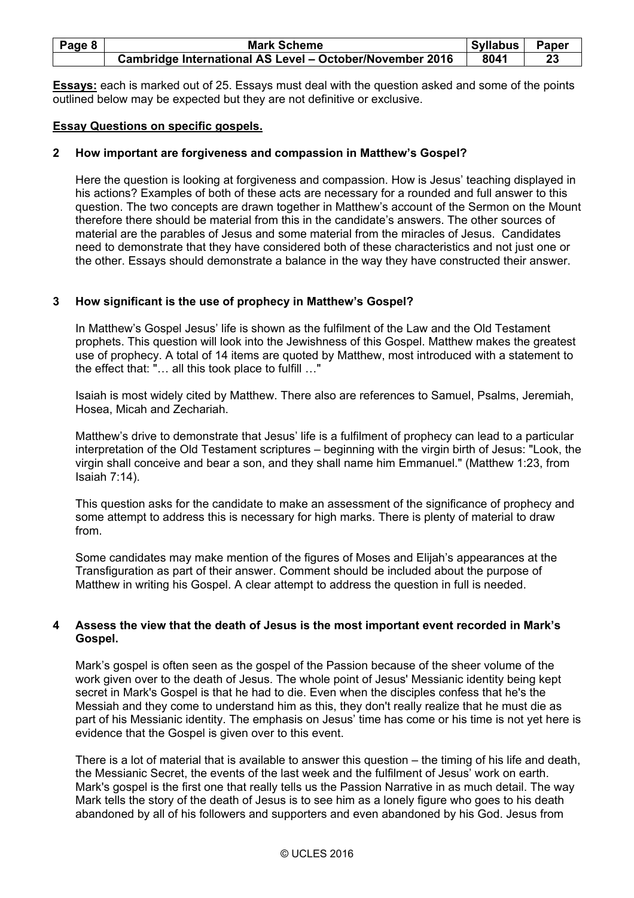**Essays:** each is marked out of 25. Essays must deal with the question asked and some of the points outlined below may be expected but they are not definitive or exclusive.

**Essay Questions on specific gospels.**

**2 How important are forgiveness and compassion in Matthew's Gospel?**

Here the question is looking at forgiveness and compassion. How is Jesus' teaching displayed in his actions? Examples of both of these acts are necessary for a rounded and full answer to this question. The two concepts are drawn together in Matthew's account of the Sermon on the Mount therefore there should be material from this in the candidate's answers. The other sources of material are the parables of Jesus and some material from the miracles of Jesus. Candidates need to demonstrate that they have considered both of these characteristics and not just one or the other. Essays should demonstrate a balance in the way they have constructed their answer.

**3 How significant is the use of prophecy in Matthew's Gospel?**

In Matthew's Gospel Jesus' life is shown as the fulfilment of the Law and the Old Testament prophets. This question will look into the Jewishness of this Gospel. Matthew makes the greatest use of prophecy. A total of 14 items are quoted by Matthew, most introduced with a statement to the effect that: "… all this took place to fulfill …"

Isaiah is most widely cited by Matthew. There also are references to Samuel, Psalms, Jeremiah, Hosea, Micah and Zechariah.

Matthew's drive to demonstrate that Jesus' life is a fulfilment of prophecy can lead to a particular interpretation of the Old Testament scriptures – beginning with the virgin birth of Jesus: "Look, the virgin shall conceive and bear a son, and they shall name him Emmanuel." (Matthew 1:23, from Isaiah 7:14).

This question asks for the candidate to make an assessment of the significance of prophecy and some attempt to address this is necessary for high marks. There is plenty of material to draw from.

Some candidates may make mention of the figures of Moses and Elijah's appearances at the Transfiguration as part of their answer. Comment should be included about the purpose of Matthew in writing his Gospel. A clear attempt to address the question in full is needed.

**4 Assess the view that the death of Jesus is the most important event recorded in Mark's Gospel.**

Mark's gospel is often seen as the gospel of the Passion because of the sheer volume of the work given over to the death of Jesus. The whole point of Jesus' Messianic identity being kept secret in Mark's Gospel is that he had to die. Even when the disciples confess that he's the Messiah and they come to understand him as this, they don't really realize that he must die as part of his Messianic identity. The emphasis on Jesus' time has come or his time is not yet here is evidence that the Gospel is given over to this event.

There is a lot of material that is available to answer this question – the timing of his life and death, the Messianic Secret, the events of the last week and the fulfilment of Jesus' work on earth. Mark's gospel is the first one that really tells us the Passion Narrative in as much detail. The way Mark tells the story of the death of Jesus is to see him as a lonely figure who goes to his death abandoned by all of his followers and supporters and even abandoned by his God. Jesus from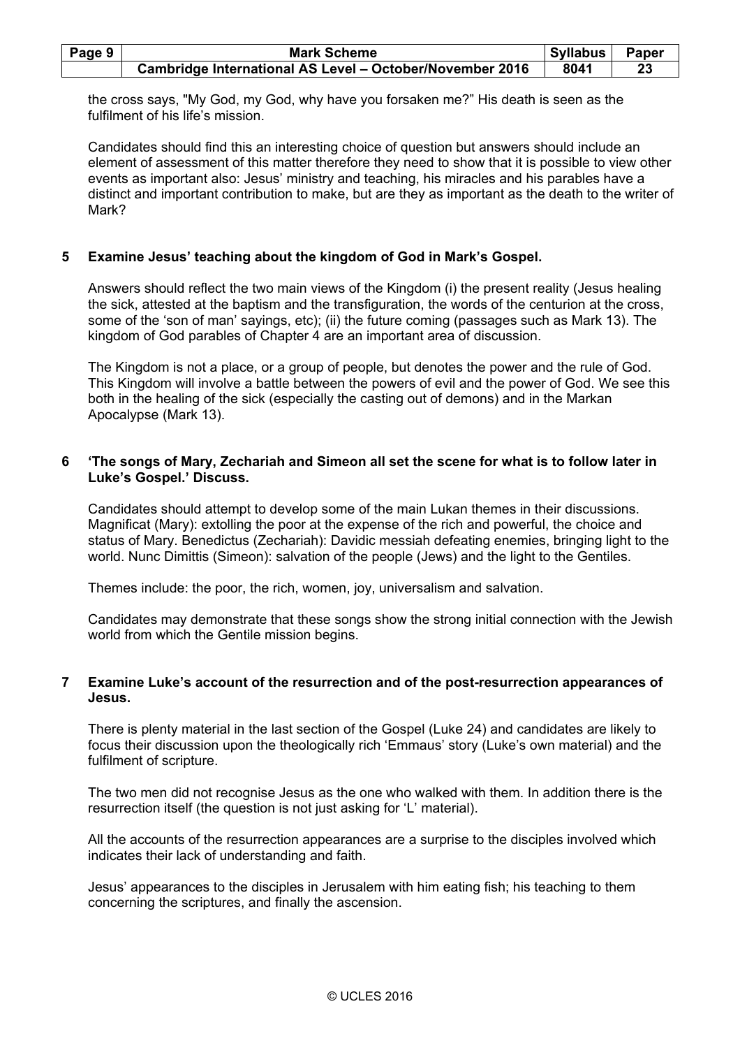the cross says, "My God, my God, why have you forsaken me?" His death is seen as the fulfilment of his life's mission.

Candidates should find this an interesting choice of question but answers should include an element of assessment of this matter therefore they need to show that it is possible to view other events as important also: Jesus' ministry and teaching, his miracles and his parables have a distinct and important contribution to make, but are they as important as the death to the writer of Mark?

**5 Examine Jesus' teaching about the kingdom of God in Mark's Gospel.**

Answers should reflect the two main views of the Kingdom (i) the present reality (Jesus healing the sick, attested at the baptism and the transfiguration, the words of the centurion at the cross, some of the 'son of man' sayings, etc); (ii) the future coming (passages such as Mark 13). The kingdom of God parables of Chapter 4 are an important area of discussion.

The Kingdom is not a place, or a group of people, but denotes the power and the rule of God. This Kingdom will involve a battle between the powers of evil and the power of God. We see this both in the healing of the sick (especially the casting out of demons) and in the Markan Apocalypse (Mark 13).

**6 'The songs of Mary, Zechariah and Simeon all set the scene for what is to follow later in Luke's Gospel.' Discuss.**

Candidates should attempt to develop some of the main Lukan themes in their discussions. Magnificat (Mary): extolling the poor at the expense of the rich and powerful, the choice and status of Mary. Benedictus (Zechariah): Davidic messiah defeating enemies, bringing light to the world. Nunc Dimittis (Simeon): salvation of the people (Jews) and the light to the Gentiles.

Themes include: the poor, the rich, women, joy, universalism and salvation.

Candidates may demonstrate that these songs show the strong initial connection with the Jewish world from which the Gentile mission begins.

**7 Examine Luke's account of the resurrection and of the post-resurrection appearances of Jesus.**

There is plenty material in the last section of the Gospel (Luke 24) and candidates are likely to focus their discussion upon the theologically rich 'Emmaus' story (Luke's own material) and the fulfilment of scripture.

The two men did not recognise Jesus as the one who walked with them. In addition there is the resurrection itself (the question is not just asking for 'L' material).

All the accounts of the resurrection appearances are a surprise to the disciples involved which indicates their lack of understanding and faith.

Jesus' appearances to the disciples in Jerusalem with him eating fish; his teaching to them concerning the scriptures, and finally the ascension.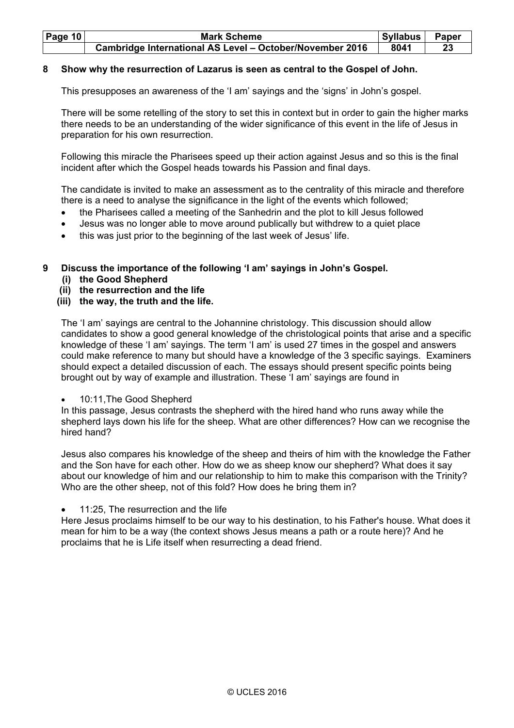**8 Show why the resurrection of Lazarus is seen as central to the Gospel of John.**

This presupposes an awareness of the 'I am' sayings and the 'signs' in John's gospel.

There will be some retelling of the story to set this in context but in order to gain the higher marks there needs to be an understanding of the wider significance of this event in the life of Jesus in preparation for his own resurrection.

Following this miracle the Pharisees speed up their action against Jesus and so this is the final incident after which the Gospel heads towards his Passion and final days.

The candidate is invited to make an assessment as to the centrality of this miracle and therefore there is a need to analyse the significance in the light of the events which followed;

- the Pharisees called a meeting of the Sanhedrin and the plot to kill Jesus followed
- Jesus was no longer able to move around publically but withdrew to a quiet place
- this was just prior to the beginning of the last week of Jesus' life.

**9 Discuss the importance of the following 'I am' sayings in John's Gospel.**
**(i) the Good Shepherd**
**(ii) the resurrection and the life**
**(iii) the way, the truth and the life.**

The 'I am' sayings are central to the Johannine christology. This discussion should allow candidates to show a good general knowledge of the christological points that arise and a specific knowledge of these 'I am' sayings. The term 'I am' is used 27 times in the gospel and answers could make reference to many but should have a knowledge of the 3 specific sayings. Examiners should expect a detailed discussion of each. The essays should present specific points being brought out by way of example and illustration. These 'I am' sayings are found in

- 10:11,The Good Shepherd

In this passage, Jesus contrasts the shepherd with the hired hand who runs away while the shepherd lays down his life for the sheep. What are other differences? How can we recognise the hired hand?

Jesus also compares his knowledge of the sheep and theirs of him with the knowledge the Father and the Son have for each other. How do we as sheep know our shepherd? What does it say about our knowledge of him and our relationship to him to make this comparison with the Trinity? Who are the other sheep, not of this fold? How does he bring them in?

- 11:25, The resurrection and the life

Here Jesus proclaims himself to be our way to his destination, to his Father's house. What does it mean for him to be a way (the context shows Jesus means a path or a route here)? And he proclaims that he is Life itself when resurrecting a dead friend.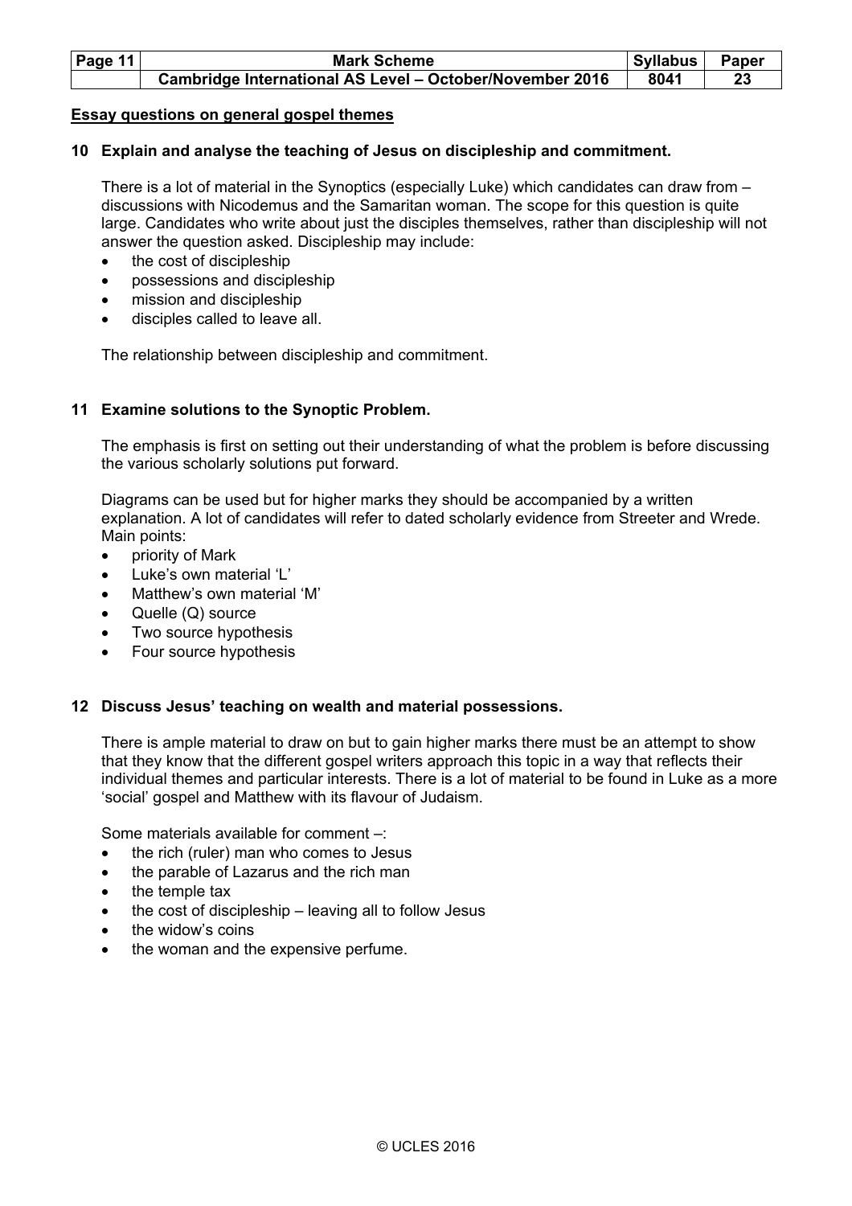**Essay questions on general gospel themes**

**10 Explain and analyse the teaching of Jesus on discipleship and commitment.**

There is a lot of material in the Synoptics (especially Luke) which candidates can draw from – discussions with Nicodemus and the Samaritan woman. The scope for this question is quite large. Candidates who write about just the disciples themselves, rather than discipleship will not answer the question asked. Discipleship may include:

- the cost of discipleship
- possessions and discipleship
- mission and discipleship
- disciples called to leave all.

The relationship between discipleship and commitment.

**11 Examine solutions to the Synoptic Problem.**

The emphasis is first on setting out their understanding of what the problem is before discussing the various scholarly solutions put forward.

Diagrams can be used but for higher marks they should be accompanied by a written explanation. A lot of candidates will refer to dated scholarly evidence from Streeter and Wrede. Main points:

- priority of Mark
- Luke's own material 'L'
- Matthew's own material 'M'
- Quelle (Q) source
- Two source hypothesis
- Four source hypothesis

**12 Discuss Jesus' teaching on wealth and material possessions.**

There is ample material to draw on but to gain higher marks there must be an attempt to show that they know that the different gospel writers approach this topic in a way that reflects their individual themes and particular interests. There is a lot of material to be found in Luke as a more 'social' gospel and Matthew with its flavour of Judaism.

Some materials available for comment –:

- the rich (ruler) man who comes to Jesus
- the parable of Lazarus and the rich man
- the temple tax
- the cost of discipleship – leaving all to follow Jesus
- the widow's coins
- the woman and the expensive perfume.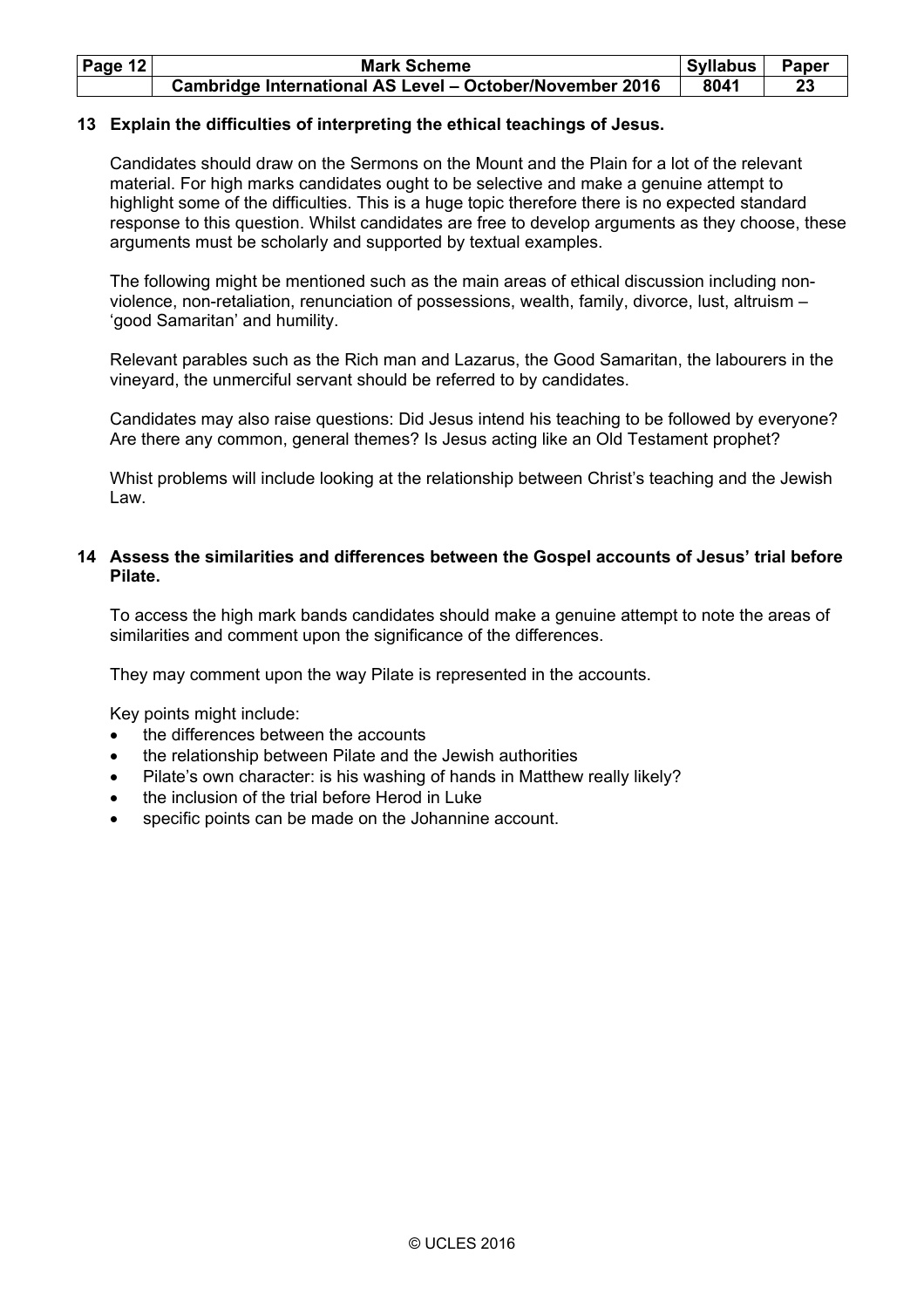**13 Explain the difficulties of interpreting the ethical teachings of Jesus.**

Candidates should draw on the Sermons on the Mount and the Plain for a lot of the relevant material. For high marks candidates ought to be selective and make a genuine attempt to highlight some of the difficulties. This is a huge topic therefore there is no expected standard response to this question. Whilst candidates are free to develop arguments as they choose, these arguments must be scholarly and supported by textual examples.

The following might be mentioned such as the main areas of ethical discussion including non-violence, non-retaliation, renunciation of possessions, wealth, family, divorce, lust, altruism – 'good Samaritan' and humility.

Relevant parables such as the Rich man and Lazarus, the Good Samaritan, the labourers in the vineyard, the unmerciful servant should be referred to by candidates.

Candidates may also raise questions: Did Jesus intend his teaching to be followed by everyone? Are there any common, general themes? Is Jesus acting like an Old Testament prophet?

Whist problems will include looking at the relationship between Christ's teaching and the Jewish Law.

**14 Assess the similarities and differences between the Gospel accounts of Jesus' trial before Pilate.**

To access the high mark bands candidates should make a genuine attempt to note the areas of similarities and comment upon the significance of the differences.

They may comment upon the way Pilate is represented in the accounts.

Key points might include:

- the differences between the accounts
- the relationship between Pilate and the Jewish authorities
- Pilate's own character: is his washing of hands in Matthew really likely?
- the inclusion of the trial before Herod in Luke
- specific points can be made on the Johannine account.